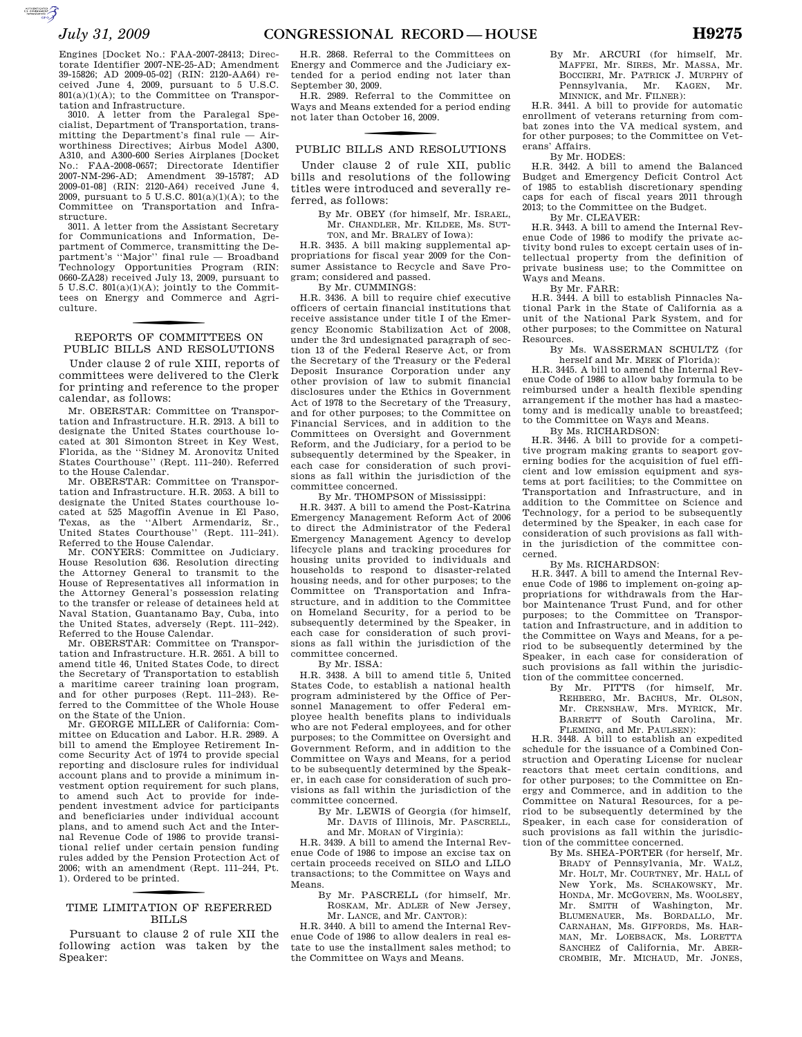Engines [Docket No.: FAA-2007-28413; Directorate Identifier 2007-NE-25-AD; Amendment 39-15826; AD 2009-05-02] (RIN: 2120-AA64) received June 4, 2009, pursuant to 5 U.S.C. 801(a)(1)(A); to the Committee on Transportation and Infrastructure.

3010. A letter from the Paralegal Specialist, Department of Transportation, transmitting the Department's final rule — Airworthiness Directives; Airbus Model A300, A310, and A300-600 Series Airplanes [Docket No.: FAA-2008-0657; Directorate Identifier 2007-NM-296-AD; Amendment 39-15787; AD 2009-01-08] (RIN: 2120-A64) received June 4, 2009, pursuant to 5 U.S.C. 801(a)(1)(A); to the Committee on Transportation and Infrastructure.

3011. A letter from the Assistant Secretary for Communications and Information, Department of Commerce, transmitting the Department's ''Major'' final rule — Broadband Technology Opportunities Program (RIN: 0660-ZA28) received July 13, 2009, pursuant to 5 U.S.C. 801(a)(1)(A); jointly to the Committees on Energy and Commerce and Agriculture.

## REPORTS OF COMMITTEES ON PUBLIC BILLS AND RESOLUTIONS

Under clause 2 of rule XIII, reports of committees were delivered to the Clerk for printing and reference to the proper calendar, as follows:

Mr. OBERSTAR: Committee on Transportation and Infrastructure. H.R. 2913. A bill to designate the United States courthouse located at 301 Simonton Street in Key West, Florida, as the ''Sidney M. Aronovitz United States Courthouse'' (Rept. 111–240). Referred to the House Calendar.

Mr. OBERSTAR: Committee on Transportation and Infrastructure. H.R. 2053. A bill to designate the United States courthouse located at 525 Magoffin Avenue in El Paso, Texas, as the ''Albert Armendariz, Sr., United States Courthouse'' (Rept. 111–241). Referred to the House Calendar.

Mr. CONYERS: Committee on Judiciary. House Resolution 636. Resolution directing the Attorney General to transmit to the House of Representatives all information in the Attorney General's possession relating to the transfer or release of detainees held at Naval Station, Guantanamo Bay, Cuba, into the United States, adversely (Rept. 111–242). Referred to the House Calendar.

Mr. OBERSTAR: Committee on Transportation and Infrastructure. H.R. 2651. A bill to amend title 46, United States Code, to direct the Secretary of Transportation to establish a maritime career training loan program, and for other purposes (Rept. 111–243). Referred to the Committee of the Whole House on the State of the Union.

Mr. GEORGE MILLER of California: Committee on Education and Labor. H.R. 2989. A bill to amend the Employee Retirement Income Security Act of 1974 to provide special reporting and disclosure rules for individual account plans and to provide a minimum investment option requirement for such plans, to amend such Act to provide for independent investment advice for participants and beneficiaries under individual account plans, and to amend such Act and the Internal Revenue Code of 1986 to provide transitional relief under certain pension funding rules added by the Pension Protection Act of 2006; with an amendment (Rept. 111–244, Pt. 1). Ordered to be printed.

## TIME LIMITATION OF REFERRED BILLS

Pursuant to clause 2 of rule XII the following action was taken by the Speaker:

H.R. 2868. Referral to the Committees on Energy and Commerce and the Judiciary extended for a period ending not later than September 30, 2009.

H.R. 2989. Referral to the Committee on Ways and Means extended for a period ending not later than October 16, 2009.

## PUBLIC BILLS AND RESOLUTIONS

Under clause 2 of rule XII, public bills and resolutions of the following titles were introduced and severally referred, as follows:

By Mr. OBEY (for himself, Mr. ISRAEL, Mr. CHANDLER, Mr. KILDEE, Ms. SUTTON, and Mr. BRALEY of Iowa):

H.R. 3435. A bill making supplemental appropriations for fiscal year 2009 for the Consumer Assistance to Recycle and Save Program; considered and passed.

By Mr. CUMMINGS:

H.R. 3436. A bill to require chief executive officers of certain financial institutions that receive assistance under title I of the Emergency Economic Stabilization Act of 2008, under the 3rd undesignated paragraph of section 13 of the Federal Reserve Act, or from the Secretary of the Treasury or the Federal Deposit Insurance Corporation under any other provision of law to submit financial disclosures under the Ethics in Government Act of 1978 to the Secretary of the Treasury, and for other purposes; to the Committee on Financial Services, and in addition to the Committees on Oversight and Government Reform, and the Judiciary, for a period to be subsequently determined by the Speaker, in each case for consideration of such provisions as fall within the jurisdiction of the committee concerned.

By Mr. THOMPSON of Mississippi:

H.R. 3437. A bill to amend the Post-Katrina Emergency Management Reform Act of 2006 to direct the Administrator of the Federal Emergency Management Agency to develop lifecycle plans and tracking procedures for housing units provided to individuals and households to respond to disaster-related housing needs, and for other purposes; to the Committee on Transportation and Infrastructure, and in addition to the Committee on Homeland Security, for a period to be subsequently determined by the Speaker, in each case for consideration of such provisions as fall within the jurisdiction of the committee concerned.

By Mr. ISSA:

H.R. 3438. A bill to amend title 5, United States Code, to establish a national health program administered by the Office of Personnel Management to offer Federal employee health benefits plans to individuals who are not Federal employees, and for other purposes; to the Committee on Oversight and Government Reform, and in addition to the Committee on Ways and Means, for a period to be subsequently determined by the Speaker, in each case for consideration of such provisions as fall within the jurisdiction of the committee concerned.

By Mr. LEWIS of Georgia (for himself, Mr. DAVIS of Illinois, Mr. PASCRELL, and Mr. MORAN of Virginia):

H.R. 3439. A bill to amend the Internal Revenue Code of 1986 to impose an excise tax on certain proceeds received on SILO and LILO transactions; to the Committee on Ways and Means.

By Mr. PASCRELL (for himself, Mr. ROSKAM, Mr. ADLER of New Jersey, Mr. LANCE, and Mr. CANTOR):

H.R. 3440. A bill to amend the Internal Revenue Code of 1986 to allow dealers in real estate to use the installment sales method; to the Committee on Ways and Means.

By Mr. ARCURI (for himself, Mr. MAFFEI, Mr. SIRES, Mr. MASSA, Mr. BOCCIERI, Mr. PATRICK J. MURPHY of Pennsylvania, Mr. KAGEN, Mr. MINNICK, and Mr. FILNER):

H.R. 3441. A bill to provide for automatic enrollment of veterans returning from combat zones into the VA medical system, and for other purposes; to the Committee on Veterans' Affairs.

By Mr. HODES:

H.R. 3442. A bill to amend the Balanced Budget and Emergency Deficit Control Act of 1985 to establish discretionary spending caps for each of fiscal years 2011 through 2013; to the Committee on the Budget.

By Mr. CLEAVER:

H.R. 3443. A bill to amend the Internal Revenue Code of 1986 to modify the private activity bond rules to except certain uses of intellectual property from the definition of private business use; to the Committee on Ways and Means.

By Mr. FARR:

H.R. 3444. A bill to establish Pinnacles National Park in the State of California as a unit of the National Park System, and for other purposes; to the Committee on Natural Resources.

By Ms. WASSERMAN SCHULTZ (for herself and Mr. MEEK of Florida):

H.R. 3445. A bill to amend the Internal Revenue Code of 1986 to allow baby formula to be reimbursed under a health flexible spending arrangement if the mother has had a mastectomy and is medically unable to breastfeed; to the Committee on Ways and Means.

By Ms. RICHARDSON:

H.R. 3446. A bill to provide for a competitive program making grants to seaport governing bodies for the acquisition of fuel efficient and low emission equipment and systems at port facilities; to the Committee on Transportation and Infrastructure, and in addition to the Committee on Science and Technology, for a period to be subsequently determined by the Speaker, in each case for consideration of such provisions as fall within the jurisdiction of the committee concerned.

By Ms. RICHARDSON:

H.R. 3447. A bill to amend the Internal Revenue Code of 1986 to implement on-going appropriations for withdrawals from the Harbor Maintenance Trust Fund, and for other purposes; to the Committee on Transportation and Infrastructure, and in addition to the Committee on Ways and Means, for a period to be subsequently determined by the Speaker, in each case for consideration of such provisions as fall within the jurisdiction of the committee concerned.

By Mr. PITTS (for himself, Mr. REHBERG, Mr. BACHUS, Mr. OLSON, Mr. CRENSHAW, Mrs. MYRICK, Mr. BARRETT of South Carolina, Mr. FLEMING, and Mr. PAULSEN):

H.R. 3448. A bill to establish an expedited schedule for the issuance of a Combined Construction and Operating License for nuclear reactors that meet certain conditions, and for other purposes; to the Committee on Energy and Commerce, and in addition to the Committee on Natural Resources, for a period to be subsequently determined by the Speaker, in each case for consideration of such provisions as fall within the jurisdiction of the committee concerned.

By Ms. SHEA-PORTER (for herself, Mr. BRADY of Pennsylvania, Mr. WALZ, Mr. HOLT, Mr. COURTNEY, Mr. HALL of New York, Ms. SCHAKOWSKY, Mr. HONDA, Mr. MCGOVERN, Ms. WOOLSEY, Mr. SMITH of Washington, Mr. BLUMENAUER, Ms. BORDALLO, Mr. CARNAHAN, Ms. GIFFORDS, Ms. HARMAN, Mr. LOEBSACK, Ms. LORETTA SANCHEZ of California, Mr. ABERCROMBIE, Mr. MICHAUD, Mr. JONES,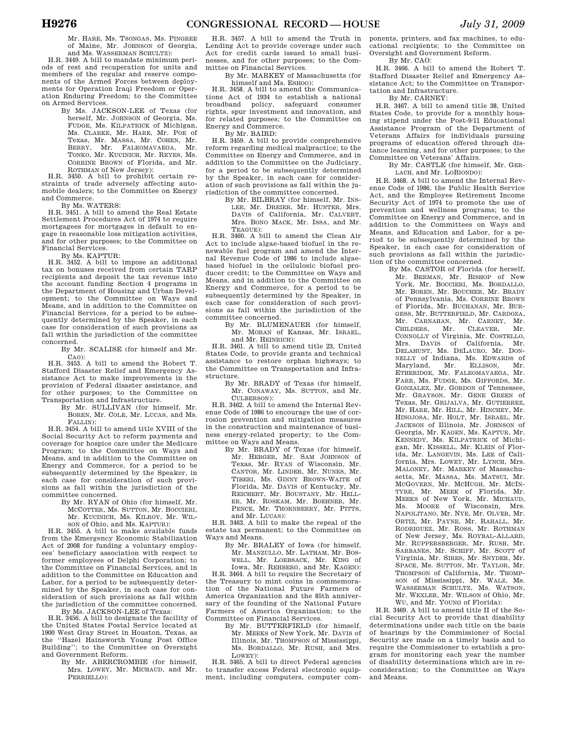Mr. HARE, Ms. TSONGAS, Ms. PINGREE of Maine, Mr. JOHNSON of Georgia, and Ms. WASSERMAN SCHULTZ):

H.R. 3449. A bill to mandate minimum periods of rest and recuperation for units and members of the regular and reserve components of the Armed Forces between deployments for Operation Iraqi Freedom or Operation Enduring Freedom; to the Committee on Armed Services.

By Ms. JACKSON-LEE of Texas (for herself, Mr. JOHNSON of Georgia, Ms. FUDGE, Ms. KILPATRICK of Michigan, Ms. CLARKE, Mr. HARE, Mr. POE of Texas, Mr. MASSA, Mr. COHEN, Mr. BERRY, Mr. FALEOMAVAEGA, Mr. TONKO, Mr. KUCINICH, Mr. REYES, Ms. CORRINE BROWN of Florida, and Mr. ROTHMAN of New Jersey):

H.R. 3450. A bill to prohibit certain restraints of trade adversely affecting automobile dealers; to the Committee on Energy and Commerce.

By Ms. WATERS:

H.R. 3451. A bill to amend the Real Estate Settlement Procedures Act of 1974 to require mortgagees for mortgages in default to engage in reasonable loss mitigation activities, and for other purposes; to the Committee on Financial Services.

By Ms. KAPTUR:

H.R. 3452. A bill to impose an additional tax on bonuses received from certain TARP recipients and deposit the tax revenue into the account funding Section 4 programs in the Department of Housing and Urban Development; to the Committee on Ways and Means, and in addition to the Committee on Financial Services, for a period to be subsequently determined by the Speaker, in each case for consideration of such provisions as fall within the jurisdiction of the committee concerned.

By Mr. SCALISE (for himself and Mr. CAO):

H.R. 3453. A bill to amend the Robert T. Stafford Disaster Relief and Emergency Assistance Act to make improvements in the provision of Federal disaster assistance, and for other purposes; to the Committee on Transportation and Infrastructure.

By Mr. SULLIVAN (for himself, Mr. BOREN, Mr. COLE, Mr. LUCAS, and Ms. FALLIN):

H.R. 3454. A bill to amend title XVIII of the Social Security Act to reform payments and coverage for hospice care under the Medicare Program; to the Committee on Ways and Means, and in addition to the Committee on Energy and Commerce, for a period to be subsequently determined by the Speaker, in each case for consideration of such provisions as fall within the jurisdiction of the committee concerned.

By Mr. RYAN of Ohio (for himself, Mr. MCCOTTER, Ms. SUTTON, Mr. BOCCIERI, Mr. KUCINICH, Ms. KILROY, Mr. WILSON of Ohio, and Ms. KAPTUR):

H.R. 3455. A bill to make available funds from the Emergency Economic Stabilization Act of 2008 for funding a voluntary employees' beneficiary association with respect to former employees of Delphi Corporation; to the Committee on Financial Services, and in addition to the Committee on Education and Labor, for a period to be subsequently determined by the Speaker, in each case for consideration of such provisions as fall within the jurisdiction of the committee concerned.

By Ms. JACKSON-LEE of Texas:

H.R. 3456. A bill to designate the facility of the United States Postal Service located at 1900 West Gray Street in Houston, Texas, as the "Hazel Hainsworth Young Post Office Building"; to the Committee on Oversight and Government Reform.

By Mr. ABERCROMBIE (for himself, Mrs. LOWEY, Mr. MICHAUD, and Mr. PERRIELLO):

H.R. 3457. A bill to amend the Truth in Lending Act to provide coverage under such Act for credit cards issued to small businesses, and for other purposes; to the Committee on Financial Services.

By Mr. MARKEY of Massachusetts (for himself and Ms. ESHOO):

H.R. 3458. A bill to amend the Communications Act of 1934 to establish a national broadband policy, safeguard consumer rights, spur investment and innovation, and for related purposes; to the Committee on Energy and Commerce.

By Mr. BAIRD:

H.R. 3459. A bill to provide comprehensive reform regarding medical malpractice; to the Committee on Energy and Commerce, and in addition to the Committee on the Judiciary, for a period to be subsequently determined by the Speaker, in each case for consideration of such provisions as fall within the jurisdiction of the committee concerned.

By Mr. BILBRAY (for himself, Mr. INSLEE, Mr. DREIER, Mr. HUNTER, Mrs. DAVIS of California, Mr. CALVERT, Mrs. BONO MACK, Mr. ISSA, and Mr. TEAGUE):

H.R. 3460. A bill to amend the Clean Air Act to include algae-based biofuel in the renewable fuel program and amend the Internal Revenue Code of 1986 to include algae-based biofuel in the cellulosic biofuel producer credit; to the Committee on Ways and Means, and in addition to the Committee on Energy and Commerce, for a period to be subsequently determined by the Speaker, in each case for consideration of such provisions as fall within the jurisdiction of the committee concerned.

By Mr. BLUMENAUER (for himself, Mr. MORAN of Kansas, Mr. ISRAEL, and Mr. HEINRICH):

H.R. 3461. A bill to amend title 23, United States Code, to provide grants and technical assistance to restore orphan highways; to the Committee on Transportation and Infrastructure.

By Mr. BRADY of Texas (for himself, Mr. CONAWAY, Ms. SUTTON, and Mr. CULBERSON):

H.R. 3462. A bill to amend the Internal Revenue Code of 1986 to encourage the use of corrosion prevention and mitigation measures in the construction and maintenance of business energy-related property; to the Committee on Ways and Means.

By Mr. BRADY of Texas (for himself, Mr. HERGER, Mr. SAM JOHNSON of Texas, Mr. RYAN of Wisconsin, Mr. CANTOR, Mr. LINDER, Mr. NUNES, Mr. TIBERI, Ms. GINNY BROWN-WAITE of Florida, Mr. DAVIS of Kentucky, Mr. REICHERT, Mr. BOUSTANY, Mr. HELLER, Mr. ROSKAM, Mr. BOEHNER, Mr. PENCE, Mr. THORNBERRY, Mr. PITTS, and Mr. LUCAS):

H.R. 3463. A bill to make the repeal of the estate tax permanent; to the Committee on Ways and Means.

By Mr. BRALEY of Iowa (for himself, Mr. MANZULLO, Mr. LATHAM, Mr. BOSWELL, Mr. LOEBSACK, Mr. KING of Iowa, Mr. REHBERG, and Mr. KAGEN):

H.R. 3464. A bill to require the Secretary of the Treasury to mint coins in commemoration of the National Future Farmers of America Organization and the 85th anniversary of the founding of the National Future Farmers of America Organization; to the Committee on Financial Services.

By Mr. BUTTERFIELD (for himself, Mr. MEEKS of New York, Mr. DAVIS of Illinois, Mr. THOMPSON of Mississippi, Ms. BORDALLO, Mr. RUSH, and Mrs. LOWEY):

H.R. 3465. A bill to direct Federal agencies to transfer excess Federal electronic equipment, including computers, computer components, printers, and fax machines, to educational recipients; to the Committee on Oversight and Government Reform.

By Mr. CAO:

H.R. 3466. A bill to amend the Robert T. Stafford Disaster Relief and Emergency Assistance Act; to the Committee on Transportation and Infrastructure.

By Mr. CARNEY:

H.R. 3467. A bill to amend title 38, United States Code, to provide for a monthly housing stipend under the Post-9/11 Educational Assistance Program of the Department of Veterans Affairs for individuals pursuing programs of education offered through distance learning, and for other purposes; to the Committee on Veterans' Affairs.

By Mr. CASTLE (for himself, Mr. GERLACH, and Mr. LOBIONDO):

H.R. 3468. A bill to amend the Internal Revenue Code of 1986, the Public Health Service Act, and the Employee Retirement Income Security Act of 1974 to promote the use of prevention and wellness programs; to the Committee on Energy and Commerce, and in addition to the Committees on Ways and Means, and Education and Labor, for a period to be subsequently determined by the Speaker, in each case for consideration of such provisions as fall within the jurisdiction of the committee concerned.

By Ms. CASTOR of Florida (for herself, Mr. BERMAN, Mr. BISHOP of New York, Mr. BOCCIERI, Ms. BORDALLO, Mr. BOREN, Mr. BOUCHER, Mr. BRADY of Pennsylvania, Ms. CORRINE BROWN of Florida, Mr. BUCHANAN, Mr. BURGESS, Mr. BUTTERFIELD, Mr. CARDOZA, Mr. CARNAHAN, Mr. CARNEY, Mr. CHILDERS, Mr. CLEAVER, Mr. CONNOLLY of Virginia, Mr. COSTELLO, Mrs. DAVIS of California, Mr. DELAHUNT, Ms. DELAURO, Mr. DONNELLY of Indiana, Ms. EDWARDS of Maryland, Mr. ELLISON, Mr. ETHERIDGE, Mr. FALEOMAVAEGA, Mr. FARR, Ms. FUDGE, Ms. GIFFORDS, Mr. GONZALEZ, Mr. GORDON of Tennessee, Mr. GRAYSON, Mr. GENE GREEN of Texas, Mr. GRIJALVA, Mr. GUTIERREZ, Mr. HARE, Mr. HILL, Mr. HINCHEY, Mr. HINOJOSA, Mr. HOLT, Mr. ISRAEL, Mr. JACKSON of Illinois, Mr. JOHNSON of Georgia, Mr. KAGEN, Ms. KAPTUR, Mr. KENNEDY, Ms. KILPATRICK of Michigan, Mr. KISSELL, Mr. KLEIN of Florida, Mr. LANGEVIN, Ms. LEE of California, Mrs. LOWEY, Mr. LYNCH, Mrs. MALONEY, Mr. MARKEY of Massachusetts, Mr. MASSA, Ms. MATSUI, Mr. MCGOVERN, Mr. MCHUGH, Mr. MCINTYRE, Mr. MEEK of Florida, Mr. MEEKS of New York, Mr. MICHAUD, Ms. MOORE of Wisconsin, Mrs. NAPOLITANO, Mr. NYE, Mr. OLVER, Mr. ORTIZ, Mr. PAYNE, Mr. RAHALL, Mr. RODRIGUEZ, Mr. ROSS, Mr. ROTHMAN of New Jersey, Ms. ROYBAL-ALLARD, Mr. RUPPERSBERGER, Mr. RUSH, Mr. SARBANES, Mr. SCHIFF, Mr. SCOTT of Virginia, Mr. SIRES, Mr. SNYDER, Mr. SPACE, Ms. SUTTON, Mr. TAYLOR, Mr. THOMPSON of California, Mr. THOMPSON of Mississippi, Mr. WALZ, Ms. WASSERMAN SCHULTZ, Ms. WATSON, Mr. WEXLER, Mr. WILSON of Ohio, Mr. WU, and Mr. YOUNG of Florida):

H.R. 3469. A bill to amend title II of the Social Security Act to provide that disability determinations under such title on the basis of hearings by the Commissioner of Social Security are made on a timely basis and to require the Commissioner to establish a program for monitoring each year the number of disability determinations which are in reconsideration; to the Committee on Ways and Means.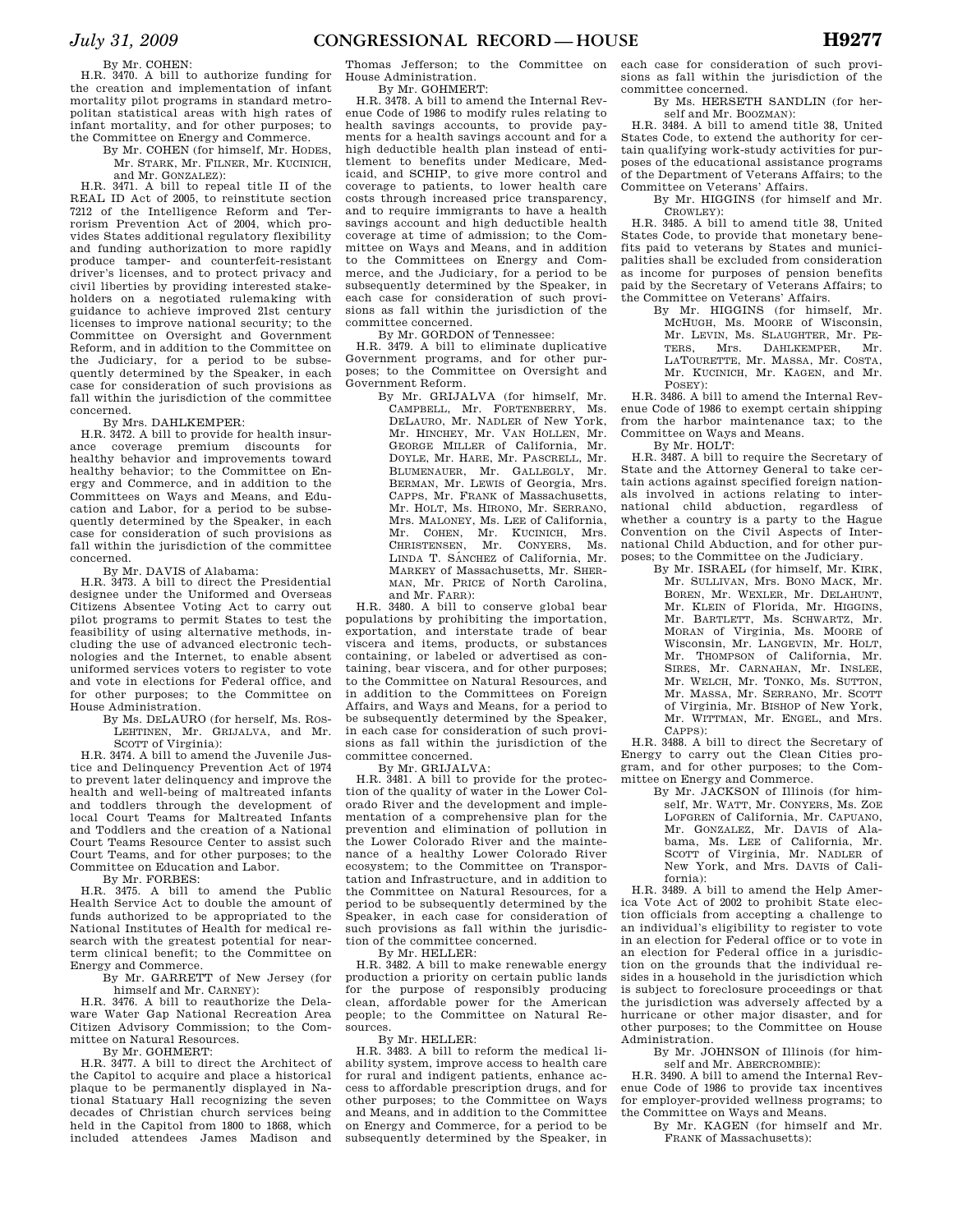By Mr. COHEN:

H.R. 3470. A bill to authorize funding for the creation and implementation of infant mortality pilot programs in standard metropolitan statistical areas with high rates of infant mortality, and for other purposes; to the Committee on Energy and Commerce.

By Mr. COHEN (for himself, Mr. HODES, Mr. STARK, Mr. FILNER, Mr. KUCINICH, and Mr. GONZALEZ):

H.R. 3471. A bill to repeal title II of the REAL ID Act of 2005, to reinstitute section 7212 of the Intelligence Reform and Terrorism Prevention Act of 2004, which provides States additional regulatory flexibility and funding authorization to more rapidly produce tamper- and counterfeit-resistant driver's licenses, and to protect privacy and civil liberties by providing interested stakeholders on a negotiated rulemaking with guidance to achieve improved 21st century licenses to improve national security; to the Committee on Oversight and Government Reform, and in addition to the Committee on the Judiciary, for a period to be subsequently determined by the Speaker, in each case for consideration of such provisions as fall within the jurisdiction of the committee concerned.

By Mrs. DAHLKEMPER:

H.R. 3472. A bill to provide for health insurance coverage premium discounts for healthy behavior and improvements toward healthy behavior; to the Committee on Energy and Commerce, and in addition to the Committees on Ways and Means, and Education and Labor, for a period to be subsequently determined by the Speaker, in each case for consideration of such provisions as fall within the jurisdiction of the committee concerned.

By Mr. DAVIS of Alabama:

H.R. 3473. A bill to direct the Presidential designee under the Uniformed and Overseas Citizens Absentee Voting Act to carry out pilot programs to permit States to test the feasibility of using alternative methods, including the use of advanced electronic technologies and the Internet, to enable absent uniformed services voters to register to vote and vote in elections for Federal office, and for other purposes; to the Committee on House Administration.

By Ms. DELAURO (for herself, Ms. ROS-LEHTINEN, Mr. GRIJALVA, and Mr. SCOTT of Virginia):

H.R. 3474. A bill to amend the Juvenile Justice and Delinquency Prevention Act of 1974 to prevent later delinquency and improve the health and well-being of maltreated infants and toddlers through the development of local Court Teams for Maltreated Infants and Toddlers and the creation of a National Court Teams Resource Center to assist such Court Teams, and for other purposes; to the Committee on Education and Labor.

By Mr. FORBES:

H.R. 3475. A bill to amend the Public Health Service Act to double the amount of funds authorized to be appropriated to the National Institutes of Health for medical research with the greatest potential for near-term clinical benefit; to the Committee on Energy and Commerce.

By Mr. GARRETT of New Jersey (for himself and Mr. CARNEY):

H.R. 3476. A bill to reauthorize the Delaware Water Gap National Recreation Area Citizen Advisory Commission; to the Committee on Natural Resources.

By Mr. GOHMERT:

H.R. 3477. A bill to direct the Architect of the Capitol to acquire and place a historical plaque to be permanently displayed in National Statuary Hall recognizing the seven decades of Christian church services being held in the Capitol from 1800 to 1868, which included attendees James Madison and Thomas Jefferson; to the Committee on House Administration.

By Mr. GOHMERT:

H.R. 3478. A bill to amend the Internal Revenue Code of 1986 to modify rules relating to health savings accounts, to provide payments for a health savings account and for a high deductible health plan instead of entitlement to benefits under Medicare, Medicaid, and SCHIP, to give more control and coverage to patients, to lower health care costs through increased price transparency, and to require immigrants to have a health savings account and high deductible health coverage at time of admission; to the Committee on Ways and Means, and in addition to the Committees on Energy and Commerce, and the Judiciary, for a period to be subsequently determined by the Speaker, in each case for consideration of such provisions as fall within the jurisdiction of the committee concerned.

By Mr. GORDON of Tennessee:

H.R. 3479. A bill to eliminate duplicative Government programs, and for other purposes; to the Committee on Oversight and Government Reform.

By Mr. GRIJALVA (for himself, Mr. CAMPBELL, Mr. FORTENBERRY, Ms. DELAURO, Mr. NADLER of New York, Mr. HINCHEY, Mr. VAN HOLLEN, Mr. GEORGE MILLER of California, Mr. DOYLE, Mr. HARE, Mr. PASCRELL, Mr. BLUMENAUER, Mr. GALLEGLY, Mr. BERMAN, Mr. LEWIS of Georgia, Mrs. CAPPS, Mr. FRANK of Massachusetts, Mr. HOLT, Ms. HIRONO, Mr. SERRANO, Mrs. MALONEY, Ms. LEE of California, Mr. COHEN, Mr. KUCINICH, Mrs. CHRISTENSEN, Mr. CONYERS, Ms. LINDA T. SÁNCHEZ of California, Mr. MARKEY of Massachusetts, Mr. SHERMAN, Mr. PRICE of North Carolina, and Mr. FARR):

H.R. 3480. A bill to conserve global bear populations by prohibiting the importation, exportation, and interstate trade of bear viscera and items, products, or substances containing, or labeled or advertised as containing, bear viscera, and for other purposes; to the Committee on Natural Resources, and in addition to the Committees on Foreign Affairs, and Ways and Means, for a period to be subsequently determined by the Speaker, in each case for consideration of such provisions as fall within the jurisdiction of the committee concerned.

By Mr. GRIJALVA:

H.R. 3481. A bill to provide for the protection of the quality of water in the Lower Colorado River and the development and implementation of a comprehensive plan for the prevention and elimination of pollution in the Lower Colorado River and the maintenance of a healthy Lower Colorado River ecosystem; to the Committee on Transportation and Infrastructure, and in addition to the Committee on Natural Resources, for a period to be subsequently determined by the Speaker, in each case for consideration of such provisions as fall within the jurisdiction of the committee concerned.

By Mr. HELLER:

H.R. 3482. A bill to make renewable energy production a priority on certain public lands for the purpose of responsibly producing clean, affordable power for the American people; to the Committee on Natural Resources.

By Mr. HELLER:

H.R. 3483. A bill to reform the medical liability system, improve access to health care for rural and indigent patients, enhance access to affordable prescription drugs, and for other purposes; to the Committee on Ways and Means, and in addition to the Committee on Energy and Commerce, for a period to be subsequently determined by the Speaker, in each case for consideration of such provisions as fall within the jurisdiction of the committee concerned.

By Ms. HERSETH SANDLIN (for herself and Mr. BOOZMAN):

H.R. 3484. A bill to amend title 38, United States Code, to extend the authority for certain qualifying work-study activities for purposes of the educational assistance programs of the Department of Veterans Affairs; to the Committee on Veterans' Affairs.

By Mr. HIGGINS (for himself and Mr. CROWLEY):

H.R. 3485. A bill to amend title 38, United States Code, to provide that monetary benefits paid to veterans by States and municipalities shall be excluded from consideration as income for purposes of pension benefits paid by the Secretary of Veterans Affairs; to the Committee on Veterans' Affairs.

By Mr. HIGGINS (for himself, Mr. MCHUGH, Ms. MOORE of Wisconsin, Mr. LEVIN, Ms. SLAUGHTER, Mr. PETERS, Mrs. DAHLKEMPER, Mr. LATOURETTE, Mr. MASSA, Mr. COSTA, Mr. KUCINICH, Mr. KAGEN, and Mr. POSEY):

H.R. 3486. A bill to amend the Internal Revenue Code of 1986 to exempt certain shipping from the harbor maintenance tax; to the Committee on Ways and Means.

By Mr. HOLT:

H.R. 3487. A bill to require the Secretary of State and the Attorney General to take certain actions against specified foreign nationals involved in actions relating to international child abduction, regardless of whether a country is a party to the Hague Convention on the Civil Aspects of International Child Abduction, and for other purposes; to the Committee on the Judiciary.

By Mr. ISRAEL (for himself, Mr. KIRK, Mr. SULLIVAN, Mrs. BONO MACK, Mr. BOREN, Mr. WEXLER, Mr. DELAHUNT, Mr. KLEIN of Florida, Mr. HIGGINS, Mr. BARTLETT, Ms. SCHWARTZ, Mr. MORAN of Virginia, Ms. MOORE of Wisconsin, Mr. LANGEVIN, Mr. HOLT, Mr. THOMPSON of California, Mr. SIRES, Mr. CARNAHAN, Mr. INSLEE, Mr. WELCH, Mr. TONKO, Ms. SUTTON, Mr. MASSA, Mr. SERRANO, Mr. SCOTT of Virginia, Mr. BISHOP of New York, Mr. WITTMAN, Mr. ENGEL, and Mrs. CAPPS):

H.R. 3488. A bill to direct the Secretary of Energy to carry out the Clean Cities program, and for other purposes; to the Committee on Energy and Commerce.

By Mr. JACKSON of Illinois (for himself, Mr. WATT, Mr. CONYERS, Ms. ZOE LOFGREN of California, Mr. CAPUANO, Mr. GONZALEZ, Mr. DAVIS of Alabama, Ms. LEE of California, Mr. SCOTT of Virginia, Mr. NADLER of New York, and Mrs. DAVIS of California):

H.R. 3489. A bill to amend the Help America Vote Act of 2002 to prohibit State election officials from accepting a challenge to an individual's eligibility to register to vote in an election for Federal office or to vote in an election for Federal office in a jurisdiction on the grounds that the individual resides in a household in the jurisdiction which is subject to foreclosure proceedings or that the jurisdiction was adversely affected by a hurricane or other major disaster, and for other purposes; to the Committee on House Administration.

By Mr. JOHNSON of Illinois (for himself and Mr. ABERCROMBIE):

H.R. 3490. A bill to amend the Internal Revenue Code of 1986 to provide tax incentives for employer-provided wellness programs; to the Committee on Ways and Means.

By Mr. KAGEN (for himself and Mr. FRANK of Massachusetts):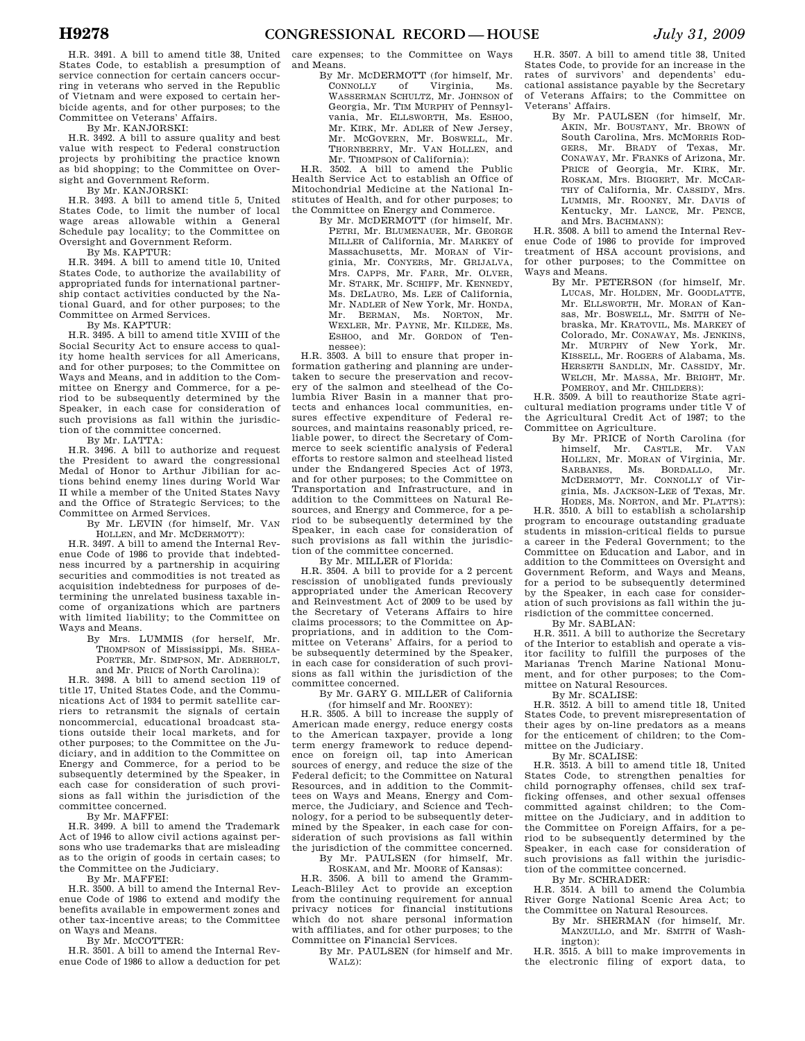H.R. 3491. A bill to amend title 38, United States Code, to establish a presumption of service connection for certain cancers occurring in veterans who served in the Republic of Vietnam and were exposed to certain herbicide agents, and for other purposes; to the Committee on Veterans' Affairs.

By Mr. KANJORSKI:

H.R. 3492. A bill to assure quality and best value with respect to Federal construction projects by prohibiting the practice known as bid shopping; to the Committee on Oversight and Government Reform.

By Mr. KANJORSKI:

H.R. 3493. A bill to amend title 5, United States Code, to limit the number of local wage areas allowable within a General Schedule pay locality; to the Committee on Oversight and Government Reform.

By Ms. KAPTUR:

H.R. 3494. A bill to amend title 10, United States Code, to authorize the availability of appropriated funds for international partnership contact activities conducted by the National Guard, and for other purposes; to the Committee on Armed Services.

By Ms. KAPTUR:

H.R. 3495. A bill to amend title XVIII of the Social Security Act to ensure access to quality home health services for all Americans, and for other purposes; to the Committee on Ways and Means, and in addition to the Committee on Energy and Commerce, for a period to be subsequently determined by the Speaker, in each case for consideration of such provisions as fall within the jurisdiction of the committee concerned.

By Mr. LATTA:

H.R. 3496. A bill to authorize and request the President to award the congressional Medal of Honor to Arthur Jibilian for actions behind enemy lines during World War II while a member of the United States Navy and the Office of Strategic Services; to the Committee on Armed Services.

By Mr. LEVIN (for himself, Mr. VAN HOLLEN, and Mr. MCDERMOTT):

H.R. 3497. A bill to amend the Internal Revenue Code of 1986 to provide that indebtedness incurred by a partnership in acquiring securities and commodities is not treated as acquisition indebtedness for purposes of determining the unrelated business taxable income of organizations which are partners with limited liability; to the Committee on Ways and Means.

By Mrs. LUMMIS (for herself, Mr. THOMPSON of Mississippi, Ms. SHEA-PORTER, Mr. SIMPSON, Mr. ADERHOLT, and Mr. PRICE of North Carolina):

H.R. 3498. A bill to amend section 119 of title 17, United States Code, and the Communications Act of 1934 to permit satellite carriers to retransmit the signals of certain noncommercial, educational broadcast stations outside their local markets, and for other purposes; to the Committee on the Judiciary, and in addition to the Committee on Energy and Commerce, for a period to be subsequently determined by the Speaker, in each case for consideration of such provisions as fall within the jurisdiction of the committee concerned.

By Mr. MAFFEI:

H.R. 3499. A bill to amend the Trademark Act of 1946 to allow civil actions against persons who use trademarks that are misleading as to the origin of goods in certain cases; to the Committee on the Judiciary.

By Mr. MAFFEI:

H.R. 3500. A bill to amend the Internal Revenue Code of 1986 to extend and modify the benefits available in empowerment zones and other tax-incentive areas; to the Committee on Ways and Means.

By Mr. MCCOTTER:

H.R. 3501. A bill to amend the Internal Revenue Code of 1986 to allow a deduction for pet care expenses; to the Committee on Ways and Means.

By Mr. MCDERMOTT (for himself, Mr. CONNOLLY of Virginia, Ms. WASSERMAN SCHULTZ, Mr. JOHNSON of Georgia, Mr. TIM MURPHY of Pennsylvania, Mr. ELLSWORTH, Ms. ESHOO, Mr. KIRK, Mr. ADLER of New Jersey, Mr. MCGOVERN, Mr. BOSWELL, Mr. THORNBERRY, Mr. VAN HOLLEN, and Mr. THOMPSON of California):

H.R. 3502. A bill to amend the Public Health Service Act to establish an Office of Mitochondrial Medicine at the National Institutes of Health, and for other purposes; to the Committee on Energy and Commerce.

By Mr. MCDERMOTT (for himself, Mr. PETRI, Mr. BLUMENAUER, Mr. GEORGE MILLER of California, Mr. MARKEY of Massachusetts, Mr. MORAN of Virginia, Mr. CONYERS, Mr. GRIJALVA, Mrs. CAPPS, Mr. FARR, Mr. OLVER, Mr. STARK, Mr. SCHIFF, Mr. KENNEDY, Ms. DELAURO, Ms. LEE of California, Mr. NADLER of New York, Mr. HONDA, Mr. BERMAN, Ms. NORTON, Mr. WEXLER, Mr. PAYNE, Mr. KILDEE, Ms. ESHOO, and Mr. GORDON of Tennessee):

H.R. 3503. A bill to ensure that proper information gathering and planning are undertaken to secure the preservation and recovery of the salmon and steelhead of the Columbia River Basin in a manner that protects and enhances local communities, ensures effective expenditure of Federal resources, and maintains reasonably priced, reliable power, to direct the Secretary of Commerce to seek scientific analysis of Federal efforts to restore salmon and steelhead listed under the Endangered Species Act of 1973, and for other purposes; to the Committee on Transportation and Infrastructure, and in addition to the Committees on Natural Resources, and Energy and Commerce, for a period to be subsequently determined by the Speaker, in each case for consideration of such provisions as fall within the jurisdiction of the committee concerned.

By Mr. MILLER of Florida:

H.R. 3504. A bill to provide for a 2 percent rescission of unobligated funds previously appropriated under the American Recovery and Reinvestment Act of 2009 to be used by the Secretary of Veterans Affairs to hire claims processors; to the Committee on Appropriations, and in addition to the Committee on Veterans' Affairs, for a period to be subsequently determined by the Speaker, in each case for consideration of such provisions as fall within the jurisdiction of the committee concerned.

By Mr. GARY G. MILLER of California (for himself and Mr. ROONEY):

H.R. 3505. A bill to increase the supply of American made energy, reduce energy costs to the American taxpayer, provide a long term energy framework to reduce dependence on foreign oil, tap into American sources of energy, and reduce the size of the Federal deficit; to the Committee on Natural Resources, and in addition to the Committees on Ways and Means, Energy and Commerce, the Judiciary, and Science and Technology, for a period to be subsequently determined by the Speaker, in each case for consideration of such provisions as fall within the jurisdiction of the committee concerned.

By Mr. PAULSEN (for himself, Mr. ROSKAM, and Mr. MOORE of Kansas):

H.R. 3506. A bill to amend the Gramm-Leach-Bliley Act to provide an exception from the continuing requirement for annual privacy notices for financial institutions which do not share personal information with affiliates, and for other purposes; to the Committee on Financial Services.

By Mr. PAULSEN (for himself and Mr. WALZ):

H.R. 3507. A bill to amend title 38, United States Code, to provide for an increase in the rates of survivors' and dependents' educational assistance payable by the Secretary of Veterans Affairs; to the Committee on Veterans' Affairs.

By Mr. PAULSEN (for himself, Mr. AKIN, Mr. BOUSTANY, Mr. BROWN of South Carolina, Mrs. MCMORRIS RODGERS, Mr. BRADY of Texas, Mr. CONAWAY, Mr. FRANKS of Arizona, Mr. PRICE of Georgia, Mr. KIRK, Mr. ROSKAM, Mrs. BIGGERT, Mr. MCCARTHY of California, Mr. CASSIDY, Mrs. LUMMIS, Mr. ROONEY, Mr. DAVIS of Kentucky, Mr. LANCE, Mr. PENCE, and Mrs. BACHMANN):

H.R. 3508. A bill to amend the Internal Revenue Code of 1986 to provide for improved treatment of HSA account provisions, and for other purposes; to the Committee on Ways and Means.

By Mr. PETERSON (for himself, Mr. LUCAS, Mr. HOLDEN, Mr. GOODLATTE, Mr. ELLSWORTH, Mr. MORAN of Kansas, Mr. BOSWELL, Mr. SMITH of Nebraska, Mr. KRATOVIL, Ms. MARKEY of Colorado, Mr. CONAWAY, Ms. JENKINS, Mr. MURPHY of New York, Mr. KISSELL, Mr. ROGERS of Alabama, Ms. HERSETH SANDLIN, Mr. CASSIDY, Mr. WELCH, Mr. MASSA, Mr. BRIGHT, Mr. POMEROY, and Mr. CHILDERS):

H.R. 3509. A bill to reauthorize State agricultural mediation programs under title V of the Agricultural Credit Act of 1987; to the Committee on Agriculture.

By Mr. PRICE of North Carolina (for himself, Mr. CASTLE, Mr. VAN HOLLEN, Mr. MORAN of Virginia, Mr. SARBANES, Ms. BORDALLO, Mr. MCDERMOTT, Mr. CONNOLLY of Virginia, Ms. JACKSON-LEE of Texas, Mr. HODES, Ms. NORTON, and Mr. PLATTS):

H.R. 3510. A bill to establish a scholarship program to encourage outstanding graduate students in mission-critical fields to pursue a career in the Federal Government; to the Committee on Education and Labor, and in addition to the Committees on Oversight and Government Reform, and Ways and Means, for a period to be subsequently determined by the Speaker, in each case for consideration of such provisions as fall within the jurisdiction of the committee concerned.

By Mr. SABLAN:

H.R. 3511. A bill to authorize the Secretary of the Interior to establish and operate a visitor facility to fulfill the purposes of the Marianas Trench Marine National Monument, and for other purposes; to the Committee on Natural Resources.

By Mr. SCALISE:

H.R. 3512. A bill to amend title 18, United States Code, to prevent misrepresentation of their ages by on-line predators as a means for the enticement of children; to the Committee on the Judiciary.

By Mr. SCALISE:

H.R. 3513. A bill to amend title 18, United States Code, to strengthen penalties for child pornography offenses, child sex trafficking offenses, and other sexual offenses committed against children; to the Committee on the Judiciary, and in addition to the Committee on Foreign Affairs, for a period to be subsequently determined by the Speaker, in each case for consideration of such provisions as fall within the jurisdiction of the committee concerned.

By Mr. SCHRADER:

H.R. 3514. A bill to amend the Columbia River Gorge National Scenic Area Act; to the Committee on Natural Resources.

By Mr. SHERMAN (for himself, Mr. MANZULLO, and Mr. SMITH of Washington):

H.R. 3515. A bill to make improvements in the electronic filing of export data, to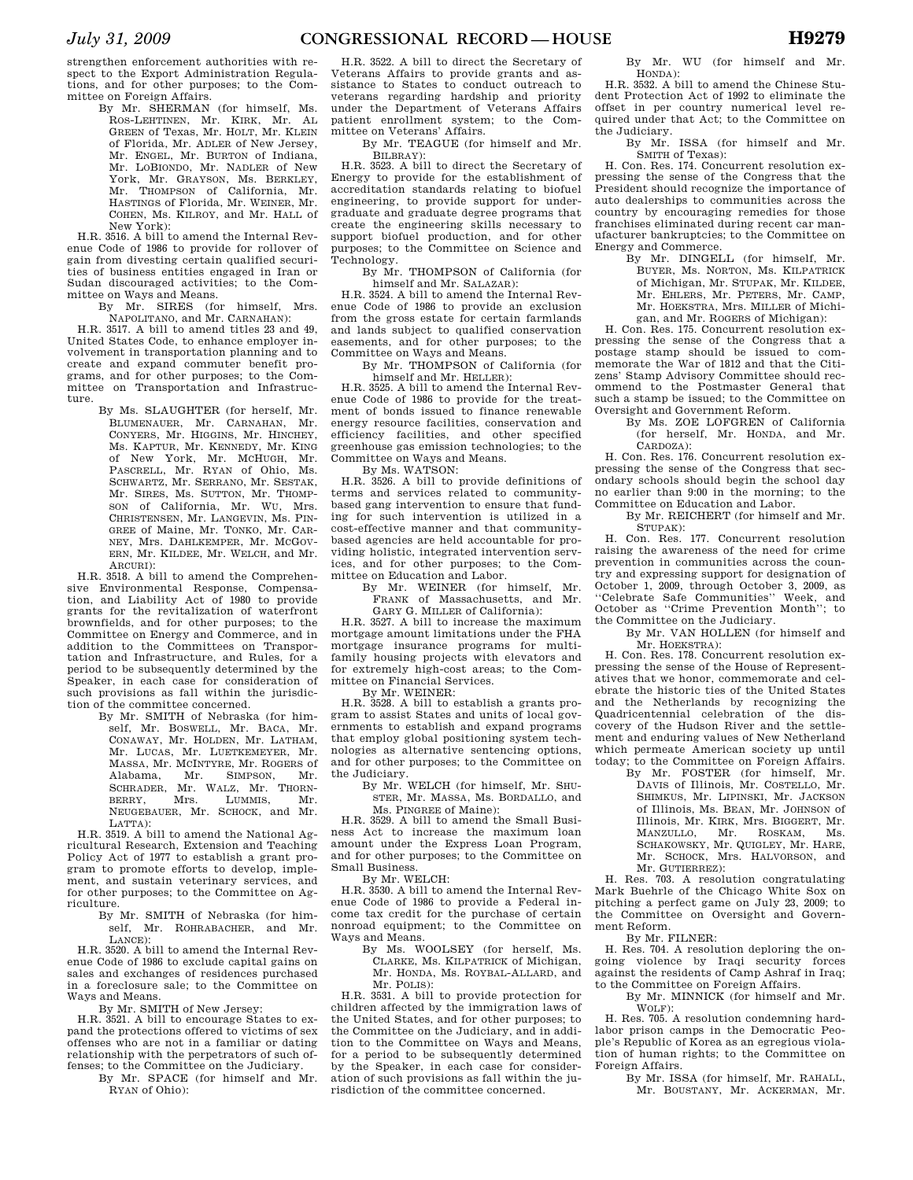strengthen enforcement authorities with respect to the Export Administration Regulations, and for other purposes; to the Committee on Foreign Affairs.

By Mr. SHERMAN (for himself, Ms. ROS-LEHTINEN, Mr. KIRK, Mr. AL GREEN of Texas, Mr. HOLT, Mr. KLEIN of Florida, Mr. ADLER of New Jersey, Mr. ENGEL, Mr. BURTON of Indiana, Mr. LOBIONDO, Mr. NADLER of New York, Mr. GRAYSON, Ms. BERKLEY, Mr. THOMPSON of California, Mr. HASTINGS of Florida, Mr. WEINER, Mr. COHEN, Ms. KILROY, and Mr. HALL of New York):

H.R. 3516. A bill to amend the Internal Revenue Code of 1986 to provide for rollover of gain from divesting certain qualified securities of business entities engaged in Iran or Sudan discouraged activities; to the Committee on Ways and Means.

By Mr. SIRES (for himself, Mrs. NAPOLITANO, and Mr. CARNAHAN):

H.R. 3517. A bill to amend titles 23 and 49, United States Code, to enhance employer involvement in transportation planning and to create and expand commuter benefit programs, and for other purposes; to the Committee on Transportation and Infrastructure.

By Ms. SLAUGHTER (for herself, Mr. BLUMENAUER, Mr. CARNAHAN, Mr. CONYERS, Mr. HIGGINS, Mr. HINCHEY, Ms. KAPTUR, Mr. KENNEDY, Mr. KING of New York, Mr. MCHUGH, Mr. PASCRELL, Mr. RYAN of Ohio, Ms. SCHWARTZ, Mr. SERRANO, Mr. SESTAK, Mr. SIRES, Ms. SUTTON, Mr. THOMPSON of California, Mr. WU, Mrs. CHRISTENSEN, Mr. LANGEVIN, Ms. PINGREE of Maine, Mr. TONKO, Mr. CARNEY, Mrs. DAHLKEMPER, Mr. MCGOVERN, Mr. KILDEE, Mr. WELCH, and Mr. ARCURI):

H.R. 3518. A bill to amend the Comprehensive Environmental Response, Compensation, and Liability Act of 1980 to provide grants for the revitalization of waterfront brownfields, and for other purposes; to the Committee on Energy and Commerce, and in addition to the Committees on Transportation and Infrastructure, and Rules, for a period to be subsequently determined by the Speaker, in each case for consideration of such provisions as fall within the jurisdiction of the committee concerned.

By Mr. SMITH of Nebraska (for himself, Mr. BOSWELL, Mr. BACA, Mr. CONAWAY, Mr. HOLDEN, Mr. LATHAM, Mr. LUCAS, Mr. LUETKEMEYER, Mr. MASSA, Mr. MCINTYRE, Mr. ROGERS of Alabama, Mr. SIMPSON, Mr. SCHRADER, Mr. WALZ, Mr. THORNBERRY, Mrs. LUMMIS, Mr. NEUGEBAUER, Mr. SCHOCK, and Mr. LATTA):

H.R. 3519. A bill to amend the National Agricultural Research, Extension and Teaching Policy Act of 1977 to establish a grant program to promote efforts to develop, implement, and sustain veterinary services, and for other purposes; to the Committee on Agriculture.

By Mr. SMITH of Nebraska (for himself, Mr. ROHRABACHER, and Mr. LANCE):

H.R. 3520. A bill to amend the Internal Revenue Code of 1986 to exclude capital gains on sales and exchanges of residences purchased in a foreclosure sale; to the Committee on Ways and Means.

By Mr. SMITH of New Jersey:

H.R. 3521. A bill to encourage States to expand the protections offered to victims of sex offenses who are not in a familiar or dating relationship with the perpetrators of such offenses; to the Committee on the Judiciary.

By Mr. SPACE (for himself and Mr. RYAN of Ohio):

H.R. 3522. A bill to direct the Secretary of Veterans Affairs to provide grants and assistance to States to conduct outreach to veterans regarding hardship and priority under the Department of Veterans Affairs patient enrollment system; to the Committee on Veterans' Affairs.

By Mr. TEAGUE (for himself and Mr. BILBRAY):

H.R. 3523. A bill to direct the Secretary of Energy to provide for the establishment of accreditation standards relating to biofuel engineering, to provide support for undergraduate and graduate degree programs that create the engineering skills necessary to support biofuel production, and for other purposes; to the Committee on Science and Technology.

By Mr. THOMPSON of California (for himself and Mr. SALAZAR):

H.R. 3524. A bill to amend the Internal Revenue Code of 1986 to provide an exclusion from the gross estate for certain farmlands and lands subject to qualified conservation easements, and for other purposes; to the Committee on Ways and Means.

By Mr. THOMPSON of California (for himself and Mr. HELLER):

H.R. 3525. A bill to amend the Internal Revenue Code of 1986 to provide for the treatment of bonds issued to finance renewable energy resource facilities, conservation and efficiency facilities, and other specified greenhouse gas emission technologies; to the Committee on Ways and Means.

By Ms. WATSON:

H.R. 3526. A bill to provide definitions of terms and services related to community-based gang intervention to ensure that funding for such intervention is utilized in a cost-effective manner and that community-based agencies are held accountable for providing holistic, integrated intervention services, and for other purposes; to the Committee on Education and Labor.

By Mr. WEINER (for himself, Mr. FRANK of Massachusetts, and Mr. GARY G. MILLER of California):

H.R. 3527. A bill to increase the maximum mortgage amount limitations under the FHA mortgage insurance programs for multifamily housing projects with elevators and for extremely high-cost areas; to the Committee on Financial Services.

By Mr. WEINER:

H.R. 3528. A bill to establish a grants program to assist States and units of local governments to establish and expand programs that employ global positioning system technologies as alternative sentencing options, and for other purposes; to the Committee on the Judiciary.

By Mr. WELCH (for himself, Mr. SHUSTER, Mr. MASSA, Ms. BORDALLO, and Ms. PINGREE of Maine):

H.R. 3529. A bill to amend the Small Business Act to increase the maximum loan amount under the Express Loan Program, and for other purposes; to the Committee on Small Business.

By Mr. WELCH:

H.R. 3530. A bill to amend the Internal Revenue Code of 1986 to provide a Federal income tax credit for the purchase of certain nonroad equipment; to the Committee on Ways and Means.

By Ms. WOOLSEY (for herself, Ms. CLARKE, Ms. KILPATRICK of Michigan, Mr. HONDA, Ms. ROYBAL-ALLARD, and Mr. POLIS):

H.R. 3531. A bill to provide protection for children affected by the immigration laws of the United States, and for other purposes; to the Committee on the Judiciary, and in addition to the Committee on Ways and Means, for a period to be subsequently determined by the Speaker, in each case for consideration of such provisions as fall within the jurisdiction of the committee concerned.

By Mr. WU (for himself and Mr. HONDA):

H.R. 3532. A bill to amend the Chinese Student Protection Act of 1992 to eliminate the offset in per country numerical level required under that Act; to the Committee on the Judiciary.

By Mr. ISSA (for himself and Mr. SMITH of Texas):

H. Con. Res. 174. Concurrent resolution expressing the sense of the Congress that the President should recognize the importance of auto dealerships to communities across the country by encouraging remedies for those franchises eliminated during recent car manufacturer bankruptcies; to the Committee on Energy and Commerce.

By Mr. DINGELL (for himself, Mr. BUYER, Ms. NORTON, Ms. KILPATRICK of Michigan, Mr. STUPAK, Mr. KILDEE, Mr. EHLERS, Mr. PETERS, Mr. CAMP, Mr. HOEKSTRA, Mrs. MILLER of Michigan, and Mr. ROGERS of Michigan):

H. Con. Res. 175. Concurrent resolution expressing the sense of the Congress that a postage stamp should be issued to commemorate the War of 1812 and that the Citizens' Stamp Advisory Committee should recommend to the Postmaster General that such a stamp be issued; to the Committee on Oversight and Government Reform.

By Ms. ZOE LOFGREN of California (for herself, Mr. HONDA, and Mr. CARDOZA):

H. Con. Res. 176. Concurrent resolution expressing the sense of the Congress that secondary schools should begin the school day no earlier than 9:00 in the morning; to the Committee on Education and Labor.

By Mr. REICHERT (for himself and Mr. STUPAK):

H. Con. Res. 177. Concurrent resolution raising the awareness of the need for crime prevention in communities across the country and expressing support for designation of October 1, 2009, through October 3, 2009, as ''Celebrate Safe Communities'' Week, and October as ''Crime Prevention Month''; to the Committee on the Judiciary.

By Mr. VAN HOLLEN (for himself and Mr. HOEKSTRA):

H. Con. Res. 178. Concurrent resolution expressing the sense of the House of Representatives that we honor, commemorate and celebrate the historic ties of the United States and the Netherlands by recognizing the Quadricentennial celebration of the discovery of the Hudson River and the settlement and enduring values of New Netherland which permeate American society up until today; to the Committee on Foreign Affairs.

By Mr. FOSTER (for himself, Mr. DAVIS of Illinois, Mr. COSTELLO, Mr. SHIMKUS, Mr. LIPINSKI, Mr. JACKSON of Illinois, Ms. BEAN, Mr. JOHNSON of Illinois, Mr. KIRK, Mrs. BIGGERT, Mr. MANZULLO, Mr. ROSKAM, Ms. SCHAKOWSKY, Mr. QUIGLEY, Mr. HARE, Mr. SCHOCK, Mrs. HALVORSON, and Mr. GUTIERREZ):

H. Res. 703. A resolution congratulating Mark Buehrle of the Chicago White Sox on pitching a perfect game on July 23, 2009; to the Committee on Oversight and Government Reform.

By Mr. FILNER:

H. Res. 704. A resolution deploring the ongoing violence by Iraqi security forces against the residents of Camp Ashraf in Iraq; to the Committee on Foreign Affairs.

By Mr. MINNICK (for himself and Mr. WOLF):

H. Res. 705. A resolution condemning hard-labor prison camps in the Democratic People's Republic of Korea as an egregious violation of human rights; to the Committee on Foreign Affairs.

By Mr. ISSA (for himself, Mr. RAHALL, Mr. BOUSTANY, Mr. ACKERMAN, Mr.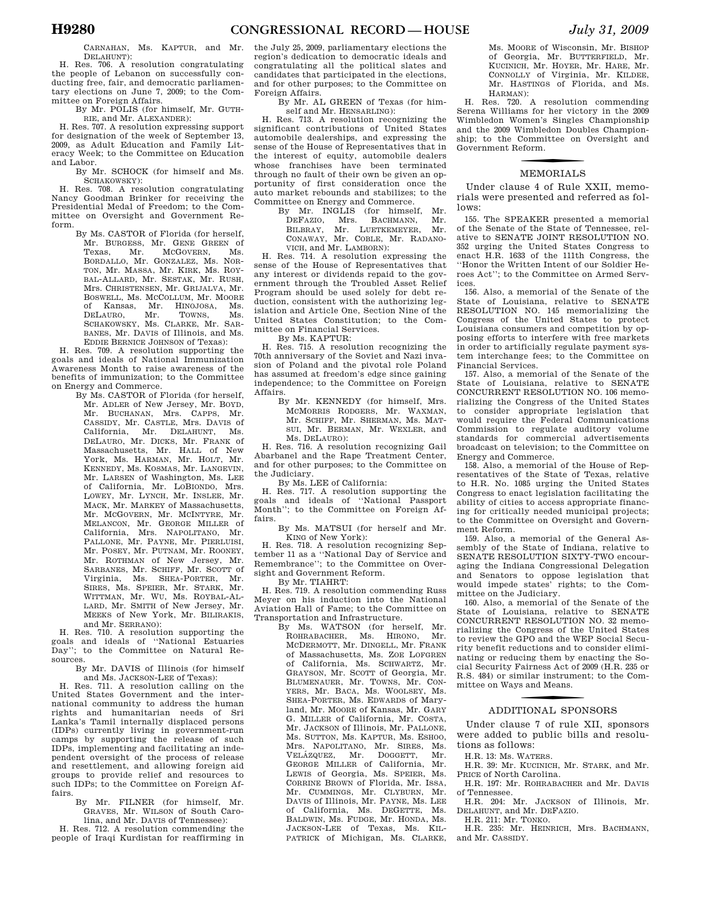CARNAHAN, Ms. KAPTUR, and Mr. DELAHUNT):

H. Res. 706. A resolution congratulating the people of Lebanon on successfully conducting free, fair, and democratic parliamentary elections on June 7, 2009; to the Committee on Foreign Affairs.

By Mr. POLIS (for himself, Mr. GUTHRIE, and Mr. ALEXANDER):

H. Res. 707. A resolution expressing support for designation of the week of September 13, 2009, as Adult Education and Family Literacy Week; to the Committee on Education and Labor.

By Mr. SCHOCK (for himself and Ms. SCHAKOWSKY):

H. Res. 708. A resolution congratulating Nancy Goodman Brinker for receiving the Presidential Medal of Freedom; to the Committee on Oversight and Government Reform.

By Ms. CASTOR of Florida (for herself, Mr. BURGESS, Mr. GENE GREEN of Texas, Mr. MCGOVERN, Ms. BORDALLO, Mr. GONZALEZ, Ms. NORTON, Mr. MASSA, Mr. KIRK, Ms. ROYBAL-ALLARD, Mr. SESTAK, Mr. RUSH, Mrs. CHRISTENSEN, Mr. GRIJALVA, Mr. BOSWELL, Ms. MCCOLLUM, Mr. MOORE of Kansas, Mr. HINOJOSA, Ms. DELAURO, Mr. TOWNS, Ms. SCHAKOWSKY, Ms. CLARKE, Mr. SARBANES, Mr. DAVIS of Illinois, and Ms. EDDIE BERNICE JOHNSON of Texas):

H. Res. 709. A resolution supporting the goals and ideals of National Immunization Awareness Month to raise awareness of the benefits of immunization; to the Committee on Energy and Commerce.

By Ms. CASTOR of Florida (for herself, Mr. ADLER of New Jersey, Mr. BOYD, Mr. BUCHANAN, Mrs. CAPPS, Mr. CASSIDY, Mr. CASTLE, Mrs. DAVIS of California, Mr. DELAHUNT, Ms. DELAURO, Mr. DICKS, Mr. FRANK of Massachusetts, Mr. HALL of New York, Ms. HARMAN, Mr. HOLT, Mr. KENNEDY, Ms. KOSMAS, Mr. LANGEVIN, Mr. LARSEN of Washington, Ms. LEE of California, Mr. LOBIONDO, Mrs. LOWEY, Mr. LYNCH, Mr. INSLEE, Mr. MACK, Mr. MARKEY of Massachusetts, Mr. MCGOVERN, Mr. MCINTYRE, Mr. MELANCON, Mr. GEORGE MILLER of California, Mrs. NAPOLITANO, Mr. PALLONE, Mr. PAYNE, Mr. PIERLUISI, Mr. POSEY, Mr. PUTNAM, Mr. ROONEY, Mr. ROTHMAN of New Jersey, Mr. SARBANES, Mr. SCHIFF, Mr. SCOTT of Virginia, Ms. SHEA-PORTER, Mr. SIRES, Ms. SPEIER, Mr. STARK, Mr. WITTMAN, Mr. WU, Ms. ROYBAL-ALLARD, Mr. SMITH of New Jersey, Mr. MEEKS of New York, Mr. BILIRAKIS, and Mr. SERRANO):

H. Res. 710. A resolution supporting the goals and ideals of "National Estuaries Day"; to the Committee on Natural Resources.

By Mr. DAVIS of Illinois (for himself and Ms. JACKSON-LEE of Texas):

H. Res. 711. A resolution calling on the United States Government and the international community to address the human rights and humanitarian needs of Sri Lanka's Tamil internally displaced persons (IDPs) currently living in government-run camps by supporting the release of such IDPs, implementing and facilitating an independent oversight of the process of release and resettlement, and allowing foreign aid groups to provide relief and resources to such IDPs; to the Committee on Foreign Affairs.

By Mr. FILNER (for himself, Mr. GRAVES, Mr. WILSON of South Carolina, and Mr. DAVIS of Tennessee):

H. Res. 712. A resolution commending the people of Iraqi Kurdistan for reaffirming in the July 25, 2009, parliamentary elections the region's dedication to democratic ideals and congratulating all the political slates and candidates that participated in the elections, and for other purposes; to the Committee on Foreign Affairs.

By Mr. AL GREEN of Texas (for himself and Mr. HENSARLING):

H. Res. 713. A resolution recognizing the significant contributions of United States automobile dealerships, and expressing the sense of the House of Representatives that in the interest of equity, automobile dealers whose franchises have been terminated through no fault of their own be given an opportunity of first consideration once the auto market rebounds and stabilizes; to the Committee on Energy and Commerce.

By Mr. INGLIS (for himself, Mr. DEFAZIO, Mrs. BACHMANN, Mr. BILBRAY, Mr. LUETKEMEYER, Mr. CONAWAY, Mr. COBLE, Mr. RADANOVICH, and Mr. LAMBORN):

H. Res. 714. A resolution expressing the sense of the House of Representatives that any interest or dividends repaid to the government through the Troubled Asset Relief Program should be used solely for debt reduction, consistent with the authorizing legislation and Article One, Section Nine of the United States Constitution; to the Committee on Financial Services.

By Ms. KAPTUR:

H. Res. 715. A resolution recognizing the 70th anniversary of the Soviet and Nazi invasion of Poland and the pivotal role Poland has assumed at freedom's edge since gaining independence; to the Committee on Foreign Affairs.

By Mr. KENNEDY (for himself, Mrs. MCMORRIS RODGERS, Mr. WAXMAN, Mr. SCHIFF, Mr. SHERMAN, Ms. MATSUI, Mr. BERMAN, Mr. WEXLER, and Ms. DELAURO):

H. Res. 716. A resolution recognizing Gail Abarbanel and the Rape Treatment Center, and for other purposes; to the Committee on the Judiciary.

By Ms. LEE of California:

H. Res. 717. A resolution supporting the goals and ideals of "National Passport Month"; to the Committee on Foreign Affairs.

By Ms. MATSUI (for herself and Mr. KING of New York):

H. Res. 718. A resolution recognizing September 11 as a "National Day of Service and Remembrance"; to the Committee on Oversight and Government Reform.

By Mr. TIAHRT:

H. Res. 719. A resolution commending Russ Meyer on his induction into the National Aviation Hall of Fame; to the Committee on Transportation and Infrastructure.

By Ms. WATSON (for herself, Mr. ROHRABACHER, Ms. HIRONO, Mr. MCDERMOTT, Mr. DINGELL, Mr. FRANK of Massachusetts, Ms. ZOE LOFGREN of California, Ms. SCHWARTZ, Mr. GRAYSON, Mr. SCOTT of Georgia, Mr. BLUMENAUER, Mr. TOWNS, Mr. CONYERS, Mr. BACA, Ms. WOOLSEY, Ms. SHEA-PORTER, Ms. EDWARDS of Maryland, Mr. MOORE of Kansas, Mr. GARY G. MILLER of California, Mr. COSTA, Mr. JACKSON of Illinois, Mr. PALLONE, Ms. SUTTON, Ms. KAPTUR, Ms. ESHOO, Mrs. NAPOLITANO, Mr. SIRES, Ms. VELÁZQUEZ, Mr. DOGGETT, Mr. GEORGE MILLER of California, Mr. LEWIS of Georgia, Ms. SPEIER, Ms. CORRINE BROWN of Florida, Mr. ISSA, Mr. CUMMINGS, Mr. CLYBURN, Mr. DAVIS of Illinois, Mr. PAYNE, Ms. LEE of California, Ms. DEGETTE, Ms. BALDWIN, Ms. FUDGE, Mr. HONDA, Ms. JACKSON-LEE of Texas, Ms. KILPATRICK of Michigan, Ms. CLARKE, Ms. MOORE of Wisconsin, Mr. BISHOP of Georgia, Mr. BUTTERFIELD, Mr. KUCINICH, Mr. HOYER, Mr. HARE, Mr. CONNOLLY of Virginia, Mr. KILDEE, Mr. HASTINGS of Florida, and Ms. HARMAN):

H. Res. 720. A resolution commending Serena Williams for her victory in the 2009 Wimbledon Women's Singles Championship and the 2009 Wimbledon Doubles Championship; to the Committee on Oversight and Government Reform.

## MEMORIALS

Under clause 4 of Rule XXII, memorials were presented and referred as follows:

155. The SPEAKER presented a memorial of the Senate of the State of Tennessee, relative to SENATE JOINT RESOLUTION NO. 352 urging the United States Congress to enact H.R. 1633 of the 111th Congress, the "Honor the Written Intent of our Soldier Heroes Act"; to the Committee on Armed Services.

156. Also, a memorial of the Senate of the State of Louisiana, relative to SENATE RESOLUTION NO. 145 memorializing the Congress of the United States to protect Louisiana consumers and competition by opposing efforts to interfere with free markets in order to artificially regulate payment system interchange fees; to the Committee on Financial Services.

157. Also, a memorial of the Senate of the State of Louisiana, relative to SENATE CONCURRENT RESOLUTION NO. 106 memorializing the Congress of the United States to consider appropriate legislation that would require the Federal Communications Commission to regulate auditory volume standards for commercial advertisements broadcast on television; to the Committee on Energy and Commerce.

158. Also, a memorial of the House of Representatives of the State of Texas, relative to H.R. No. 1085 urging the United States Congress to enact legislation facilitating the ability of cities to access appropriate financing for critically needed municipal projects; to the Committee on Oversight and Government Reform.

159. Also, a memorial of the General Assembly of the State of Indiana, relative to SENATE RESOLUTION SIXTY-TWO encouraging the Indiana Congressional Delegation and Senators to oppose legislation that would impede states' rights; to the Committee on the Judiciary.

160. Also, a memorial of the Senate of the State of Louisiana, relative to SENATE CONCURRENT RESOLUTION NO. 32 memorializing the Congress of the United States to review the GPO and the WEP Social Security benefit reductions and to consider eliminating or reducing them by enacting the Social Security Fairness Act of 2009 (H.R. 235 or R.S. 484) or similar instrument; to the Committee on Ways and Means.

## ADDITIONAL SPONSORS

Under clause 7 of rule XII, sponsors were added to public bills and resolutions as follows:

H.R. 13: Ms. WATERS.

H.R. 39: Mr. KUCINICH, Mr. STARK, and Mr. PRICE of North Carolina.

H.R. 197: Mr. ROHRABACHER and Mr. DAVIS of Tennessee.

H.R. 204: Mr. JACKSON of Illinois, Mr. DELAHUNT, and Mr. DEFAZIO.

H.R. 211: Mr. TONKO.

H.R. 235: Mr. HEINRICH, Mrs. BACHMANN, and Mr. CASSIDY.